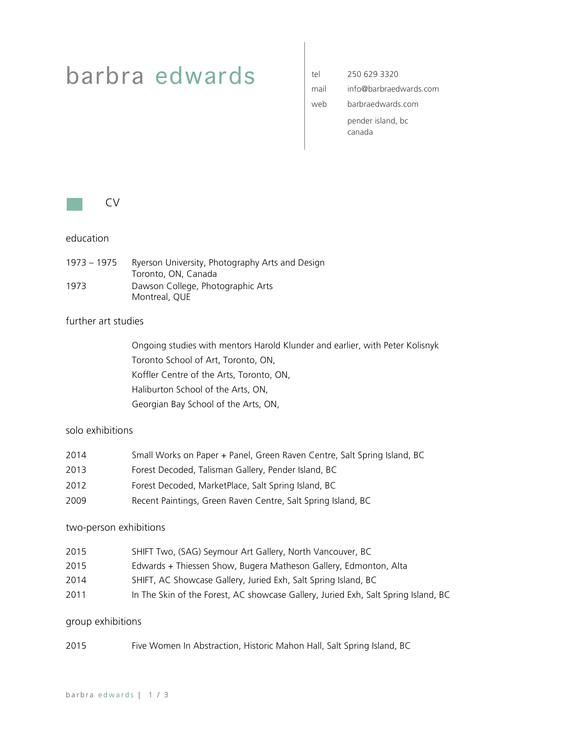# barbra edwards

| | |
|---|---|
| tel | 250 629 3320 |
| mail | info@barbraedwards.com |
| web | barbraedwards.com |
| | pender island, bc<br>canada |

## CV

### education

1973 – 1975 Ryerson University, Photography Arts and Design
Toronto, ON, Canada

1973 Dawson College, Photographic Arts
Montreal, QUE

### further art studies

Ongoing studies with mentors Harold Klunder and earlier, with Peter Kolisnyk
Toronto School of Art, Toronto, ON,
Koffler Centre of the Arts, Toronto, ON,
Haliburton School of the Arts, ON,
Georgian Bay School of the Arts, ON,

### solo exhibitions

2014 Small Works on Paper + Panel, Green Raven Centre, Salt Spring Island, BC
2013 Forest Decoded, Talisman Gallery, Pender Island, BC
2012 Forest Decoded, MarketPlace, Salt Spring Island, BC
2009 Recent Paintings, Green Raven Centre, Salt Spring Island, BC

### two-person exhibitions

2015 SHIFT Two, (SAG) Seymour Art Gallery, North Vancouver, BC
2015 Edwards + Thiessen Show, Bugera Matheson Gallery, Edmonton, Alta
2014 SHIFT, AC Showcase Gallery, Juried Exh, Salt Spring Island, BC
2011 In The Skin of the Forest, AC showcase Gallery, Juried Exh, Salt Spring Island, BC

### group exhibitions

2015 Five Women In Abstraction, Historic Mahon Hall, Salt Spring Island, BC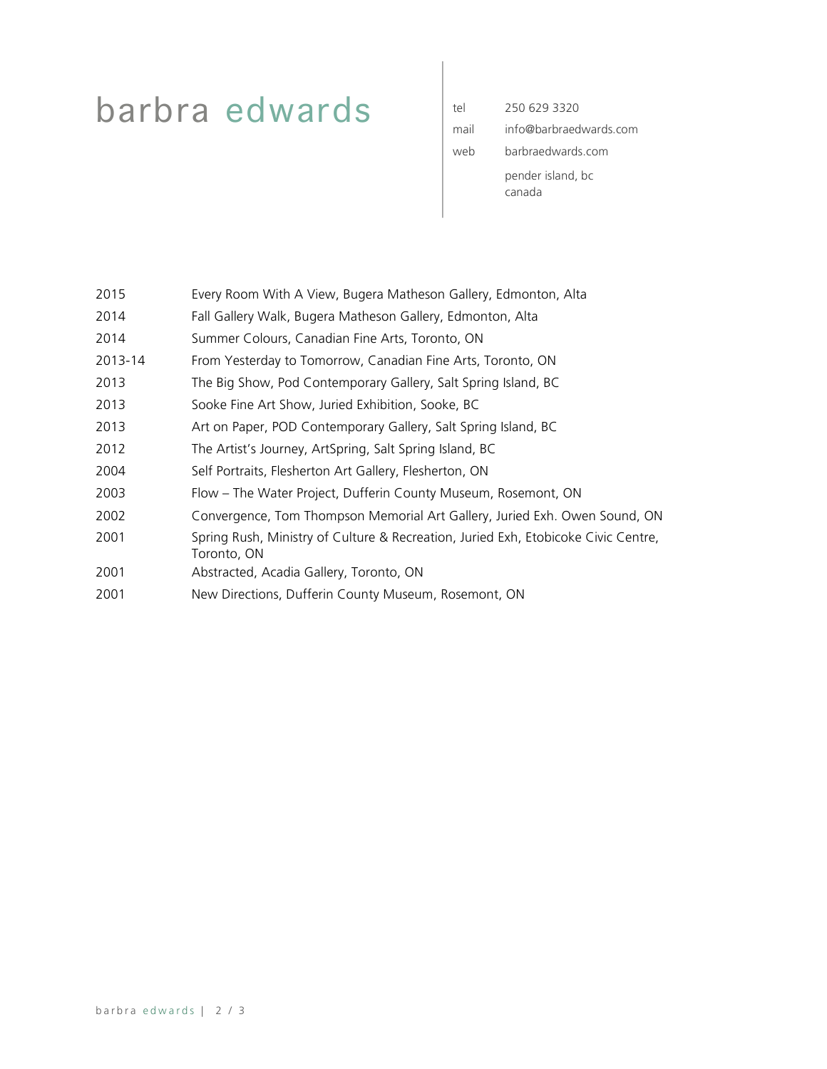# barbra edwards

tel 250 629 3320
mail info@barbraedwards.com
web barbraedwards.com
pender island, bc
canada

| | |
|---|---|
| 2015 | Every Room With A View, Bugera Matheson Gallery, Edmonton, Alta |
| 2014 | Fall Gallery Walk, Bugera Matheson Gallery, Edmonton, Alta |
| 2014 | Summer Colours, Canadian Fine Arts, Toronto, ON |
| 2013-14 | From Yesterday to Tomorrow, Canadian Fine Arts, Toronto, ON |
| 2013 | The Big Show, Pod Contemporary Gallery, Salt Spring Island, BC |
| 2013 | Sooke Fine Art Show, Juried Exhibition, Sooke, BC |
| 2013 | Art on Paper, POD Contemporary Gallery, Salt Spring Island, BC |
| 2012 | The Artist's Journey, ArtSpring, Salt Spring Island, BC |
| 2004 | Self Portraits, Flesherton Art Gallery, Flesherton, ON |
| 2003 | Flow – The Water Project, Dufferin County Museum, Rosemont, ON |
| 2002 | Convergence, Tom Thompson Memorial Art Gallery, Juried Exh. Owen Sound, ON |
| 2001 | Spring Rush, Ministry of Culture & Recreation, Juried Exh, Etobicoke Civic Centre, Toronto, ON |
| 2001 | Abstracted, Acadia Gallery, Toronto, ON |
| 2001 | New Directions, Dufferin County Museum, Rosemont, ON |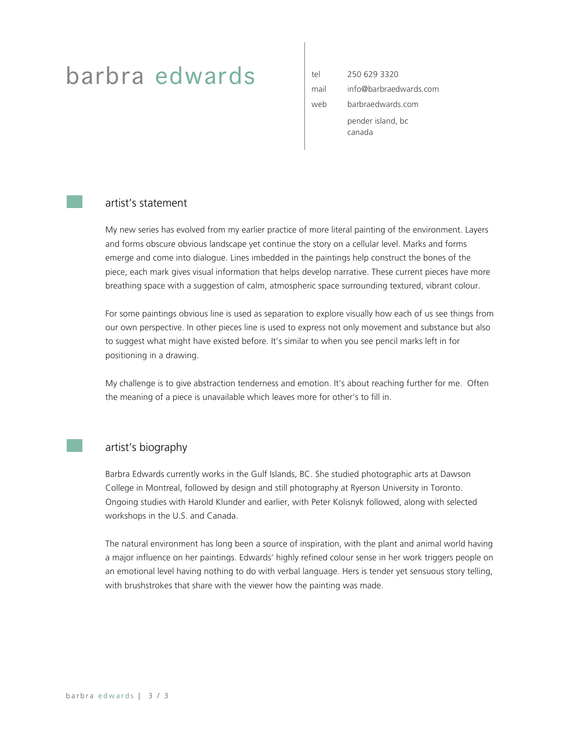# barbra edwards

tel 250 629 3320
mail info@barbraedwards.com
web barbraedwards.com
pender island, bc
canada

## artist's statement

My new series has evolved from my earlier practice of more literal painting of the environment. Layers and forms obscure obvious landscape yet continue the story on a cellular level. Marks and forms emerge and come into dialogue. Lines imbedded in the paintings help construct the bones of the piece, each mark gives visual information that helps develop narrative. These current pieces have more breathing space with a suggestion of calm, atmospheric space surrounding textured, vibrant colour.

For some paintings obvious line is used as separation to explore visually how each of us see things from our own perspective. In other pieces line is used to express not only movement and substance but also to suggest what might have existed before. It's similar to when you see pencil marks left in for positioning in a drawing.

My challenge is to give abstraction tenderness and emotion. It's about reaching further for me. Often the meaning of a piece is unavailable which leaves more for other's to fill in.

## artist's biography

Barbra Edwards currently works in the Gulf Islands, BC. She studied photographic arts at Dawson College in Montreal, followed by design and still photography at Ryerson University in Toronto. Ongoing studies with Harold Klunder and earlier, with Peter Kolisnyk followed, along with selected workshops in the U.S. and Canada.

The natural environment has long been a source of inspiration, with the plant and animal world having a major influence on her paintings. Edwards' highly refined colour sense in her work triggers people on an emotional level having nothing to do with verbal language. Hers is tender yet sensuous story telling, with brushstrokes that share with the viewer how the painting was made.